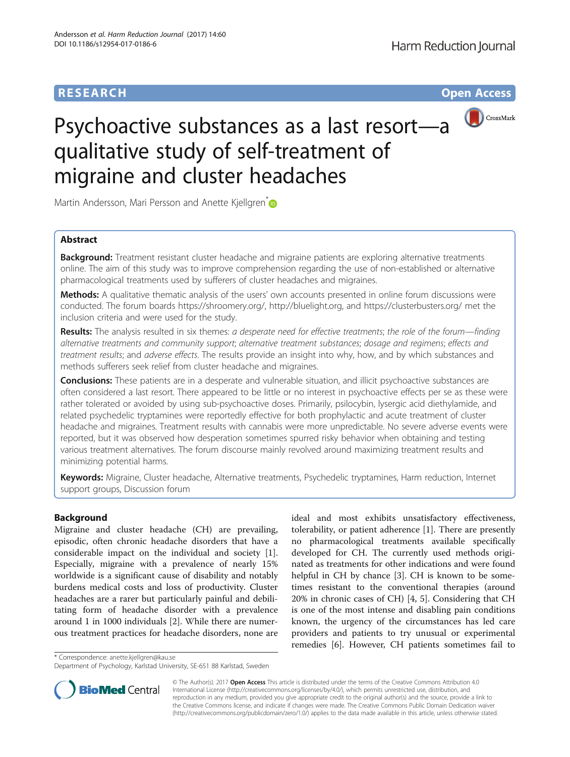**RESEARCH** **Open Access**

# Psychoactive substances as a last resort—a qualitative study of self-treatment of migraine and cluster headaches

Martin Andersson, Mari Persson and Anette Kjellgren*

## Abstract

**Background:** Treatment resistant cluster headache and migraine patients are exploring alternative treatments online. The aim of this study was to improve comprehension regarding the use of non-established or alternative pharmacological treatments used by sufferers of cluster headaches and migraines.

**Methods:** A qualitative thematic analysis of the users' own accounts presented in online forum discussions were conducted. The forum boards https://shroomery.org/, http://bluelight.org, and https://clusterbusters.org/ met the inclusion criteria and were used for the study.

**Results:** The analysis resulted in six themes: *a desperate need for effective treatments*; *the role of the forum—finding alternative treatments and community support*; *alternative treatment substances*; *dosage and regimens*; *effects and treatment results*; and *adverse effects*. The results provide an insight into why, how, and by which substances and methods sufferers seek relief from cluster headache and migraines.

**Conclusions:** These patients are in a desperate and vulnerable situation, and illicit psychoactive substances are often considered a last resort. There appeared to be little or no interest in psychoactive effects per se as these were rather tolerated or avoided by using sub-psychoactive doses. Primarily, psilocybin, lysergic acid diethylamide, and related psychedelic tryptamines were reportedly effective for both prophylactic and acute treatment of cluster headache and migraines. Treatment results with cannabis were more unpredictable. No severe adverse events were reported, but it was observed how desperation sometimes spurred risky behavior when obtaining and testing various treatment alternatives. The forum discourse mainly revolved around maximizing treatment results and minimizing potential harms.

**Keywords:** Migraine, Cluster headache, Alternative treatments, Psychedelic tryptamines, Harm reduction, Internet support groups, Discussion forum

## Background

Migraine and cluster headache (CH) are prevailing, episodic, often chronic headache disorders that have a considerable impact on the individual and society [1]. Especially, migraine with a prevalence of nearly 15% worldwide is a significant cause of disability and notably burdens medical costs and loss of productivity. Cluster headaches are a rarer but particularly painful and debilitating form of headache disorder with a prevalence around 1 in 1000 individuals [2]. While there are numerous treatment practices for headache disorders, none are ideal and most exhibits unsatisfactory effectiveness, tolerability, or patient adherence [1]. There are presently no pharmacological treatments available specifically developed for CH. The currently used methods originated as treatments for other indications and were found helpful in CH by chance [3]. CH is known to be sometimes resistant to the conventional therapies (around 20% in chronic cases of CH) [4, 5]. Considering that CH is one of the most intense and disabling pain conditions known, the urgency of the circumstances has led care providers and patients to try unusual or experimental remedies [6]. However, CH patients sometimes fail to

---

* Correspondence: anette.kjellgren@kau.se
Department of Psychology, Karlstad University, SE-651 88 Karlstad, Sweden

© The Author(s). 2017 **Open Access** This article is distributed under the terms of the Creative Commons Attribution 4.0 International License (http://creativecommons.org/licenses/by/4.0/), which permits unrestricted use, distribution, and reproduction in any medium, provided you give appropriate credit to the original author(s) and the source, provide a link to the Creative Commons license, and indicate if changes were made. The Creative Commons Public Domain Dedication waiver (http://creativecommons.org/publicdomain/zero/1.0/) applies to the data made available in this article, unless otherwise stated.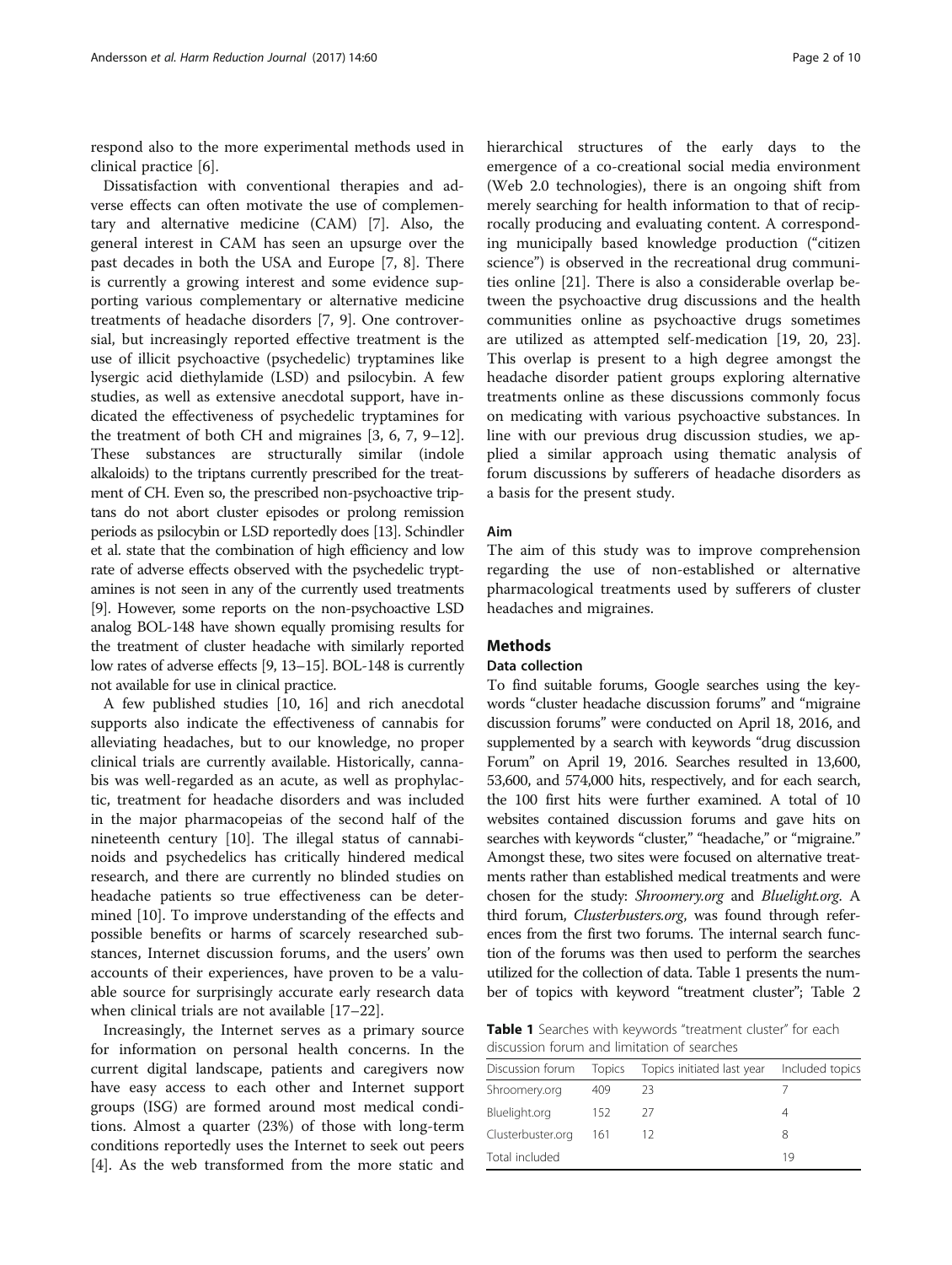respond also to the more experimental methods used in clinical practice [6].

Dissatisfaction with conventional therapies and adverse effects can often motivate the use of complementary and alternative medicine (CAM) [7]. Also, the general interest in CAM has seen an upsurge over the past decades in both the USA and Europe [7, 8]. There is currently a growing interest and some evidence supporting various complementary or alternative medicine treatments of headache disorders [7, 9]. One controversial, but increasingly reported effective treatment is the use of illicit psychoactive (psychedelic) tryptamines like lysergic acid diethylamide (LSD) and psilocybin. A few studies, as well as extensive anecdotal support, have indicated the effectiveness of psychedelic tryptamines for the treatment of both CH and migraines [3, 6, 7, 9–12]. These substances are structurally similar (indole alkaloids) to the triptans currently prescribed for the treatment of CH. Even so, the prescribed non-psychoactive triptans do not abort cluster episodes or prolong remission periods as psilocybin or LSD reportedly does [13]. Schindler et al. state that the combination of high efficiency and low rate of adverse effects observed with the psychedelic tryptamines is not seen in any of the currently used treatments [9]. However, some reports on the non-psychoactive LSD analog BOL-148 have shown equally promising results for the treatment of cluster headache with similarly reported low rates of adverse effects [9, 13–15]. BOL-148 is currently not available for use in clinical practice.

A few published studies [10, 16] and rich anecdotal supports also indicate the effectiveness of cannabis for alleviating headaches, but to our knowledge, no proper clinical trials are currently available. Historically, cannabis was well-regarded as an acute, as well as prophylactic, treatment for headache disorders and was included in the major pharmacopeias of the second half of the nineteenth century [10]. The illegal status of cannabinoids and psychedelics has critically hindered medical research, and there are currently no blinded studies on headache patients so true effectiveness can be determined [10]. To improve understanding of the effects and possible benefits or harms of scarcely researched substances, Internet discussion forums, and the users' own accounts of their experiences, have proven to be a valuable source for surprisingly accurate early research data when clinical trials are not available [17–22].

Increasingly, the Internet serves as a primary source for information on personal health concerns. In the current digital landscape, patients and caregivers now have easy access to each other and Internet support groups (ISG) are formed around most medical conditions. Almost a quarter (23%) of those with long-term conditions reportedly uses the Internet to seek out peers [4]. As the web transformed from the more static and hierarchical structures of the early days to the emergence of a co-creational social media environment (Web 2.0 technologies), there is an ongoing shift from merely searching for health information to that of reciprocally producing and evaluating content. A corresponding municipally based knowledge production ("citizen science") is observed in the recreational drug communities online [21]. There is also a considerable overlap between the psychoactive drug discussions and the health communities online as psychoactive drugs sometimes are utilized as attempted self-medication [19, 20, 23]. This overlap is present to a high degree amongst the headache disorder patient groups exploring alternative treatments online as these discussions commonly focus on medicating with various psychoactive substances. In line with our previous drug discussion studies, we applied a similar approach using thematic analysis of forum discussions by sufferers of headache disorders as a basis for the present study.

## Aim

The aim of this study was to improve comprehension regarding the use of non-established or alternative pharmacological treatments used by sufferers of cluster headaches and migraines.

## Methods

### Data collection

To find suitable forums, Google searches using the keywords "cluster headache discussion forums" and "migraine discussion forums" were conducted on April 18, 2016, and supplemented by a search with keywords "drug discussion Forum" on April 19, 2016. Searches resulted in 13,600, 53,600, and 574,000 hits, respectively, and for each search, the 100 first hits were further examined. A total of 10 websites contained discussion forums and gave hits on searches with keywords "cluster," "headache," or "migraine." Amongst these, two sites were focused on alternative treatments rather than established medical treatments and were chosen for the study: *Shroomery.org* and *Bluelight.org*. A third forum, *Clusterbusters.org*, was found through references from the first two forums. The internal search function of the forums was then used to perform the searches utilized for the collection of data. Table 1 presents the number of topics with keyword "treatment cluster"; Table 2

**Table 1** Searches with keywords "treatment cluster" for each discussion forum and limitation of searches

| Discussion forum | Topics | Topics initiated last year | Included topics |
|---|---|---|---|
| Shroomery.org | 409 | 23 | 7 |
| Bluelight.org | 152 | 27 | 4 |
| Clusterbuster.org | 161 | 12 | 8 |
| Total included | | | 19 |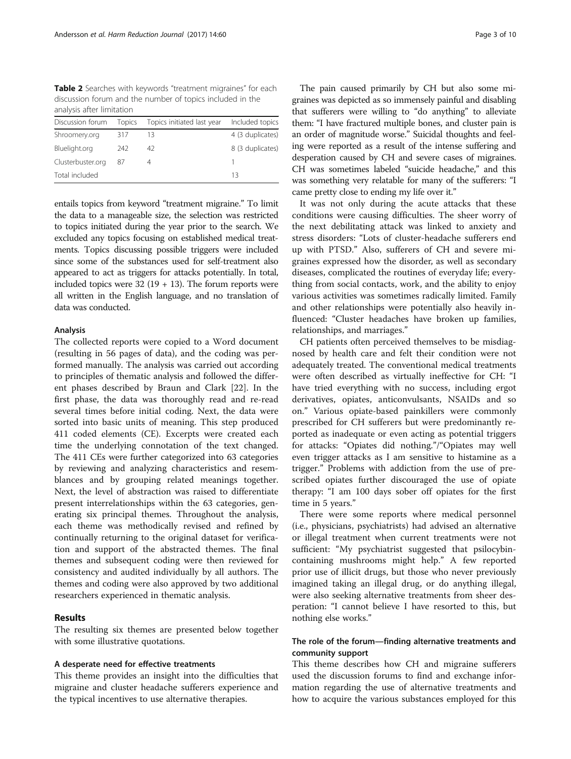**Table 2** Searches with keywords "treatment migraines" for each discussion forum and the number of topics included in the analysis after limitation

| Discussion forum | Topics | Topics initiated last year | Included topics |
| --- | --- | --- | --- |
| Shroomery.org | 317 | 13 | 4 (3 duplicates) |
| Bluelight.org | 242 | 42 | 8 (3 duplicates) |
| Clusterbuster.org | 87 | 4 | 1 |
| Total included | | | 13 |

entails topics from keyword "treatment migraine." To limit the data to a manageable size, the selection was restricted to topics initiated during the year prior to the search. We excluded any topics focusing on established medical treatments. Topics discussing possible triggers were included since some of the substances used for self-treatment also appeared to act as triggers for attacks potentially. In total, included topics were 32 (19 + 13). The forum reports were all written in the English language, and no translation of data was conducted.

### Analysis

The collected reports were copied to a Word document (resulting in 56 pages of data), and the coding was performed manually. The analysis was carried out according to principles of thematic analysis and followed the different phases described by Braun and Clark [22]. In the first phase, the data was thoroughly read and re-read several times before initial coding. Next, the data were sorted into basic units of meaning. This step produced 411 coded elements (CE). Excerpts were created each time the underlying connotation of the text changed. The 411 CEs were further categorized into 63 categories by reviewing and analyzing characteristics and resemblances and by grouping related meanings together. Next, the level of abstraction was raised to differentiate present interrelationships within the 63 categories, generating six principal themes. Throughout the analysis, each theme was methodically revised and refined by continually returning to the original dataset for verification and support of the abstracted themes. The final themes and subsequent coding were then reviewed for consistency and audited individually by all authors. The themes and coding were also approved by two additional researchers experienced in thematic analysis.

## Results

The resulting six themes are presented below together with some illustrative quotations.

### A desperate need for effective treatments

This theme provides an insight into the difficulties that migraine and cluster headache sufferers experience and the typical incentives to use alternative therapies.

The pain caused primarily by CH but also some migraines was depicted as so immensely painful and disabling that sufferers were willing to "do anything" to alleviate them: "I have fractured multiple bones, and cluster pain is an order of magnitude worse." Suicidal thoughts and feeling were reported as a result of the intense suffering and desperation caused by CH and severe cases of migraines. CH was sometimes labeled "suicide headache," and this was something very relatable for many of the sufferers: "I came pretty close to ending my life over it."

It was not only during the acute attacks that these conditions were causing difficulties. The sheer worry of the next debilitating attack was linked to anxiety and stress disorders: "Lots of cluster-headache sufferers end up with PTSD." Also, sufferers of CH and severe migraines expressed how the disorder, as well as secondary diseases, complicated the routines of everyday life; everything from social contacts, work, and the ability to enjoy various activities was sometimes radically limited. Family and other relationships were potentially also heavily influenced: "Cluster headaches have broken up families, relationships, and marriages."

CH patients often perceived themselves to be misdiagnosed by health care and felt their condition were not adequately treated. The conventional medical treatments were often described as virtually ineffective for CH: "I have tried everything with no success, including ergot derivatives, opiates, anticonvulsants, NSAIDs and so on." Various opiate-based painkillers were commonly prescribed for CH sufferers but were predominantly reported as inadequate or even acting as potential triggers for attacks: "Opiates did nothing."/"Opiates may well even trigger attacks as I am sensitive to histamine as a trigger." Problems with addiction from the use of prescribed opiates further discouraged the use of opiate therapy: "I am 100 days sober off opiates for the first time in 5 years."

There were some reports where medical personnel (i.e., physicians, psychiatrists) had advised an alternative or illegal treatment when current treatments were not sufficient: "My psychiatrist suggested that psilocybin-containing mushrooms might help." A few reported prior use of illicit drugs, but those who never previously imagined taking an illegal drug, or do anything illegal, were also seeking alternative treatments from sheer desperation: "I cannot believe I have resorted to this, but nothing else works."

### The role of the forum—finding alternative treatments and community support

This theme describes how CH and migraine sufferers used the discussion forums to find and exchange information regarding the use of alternative treatments and how to acquire the various substances employed for this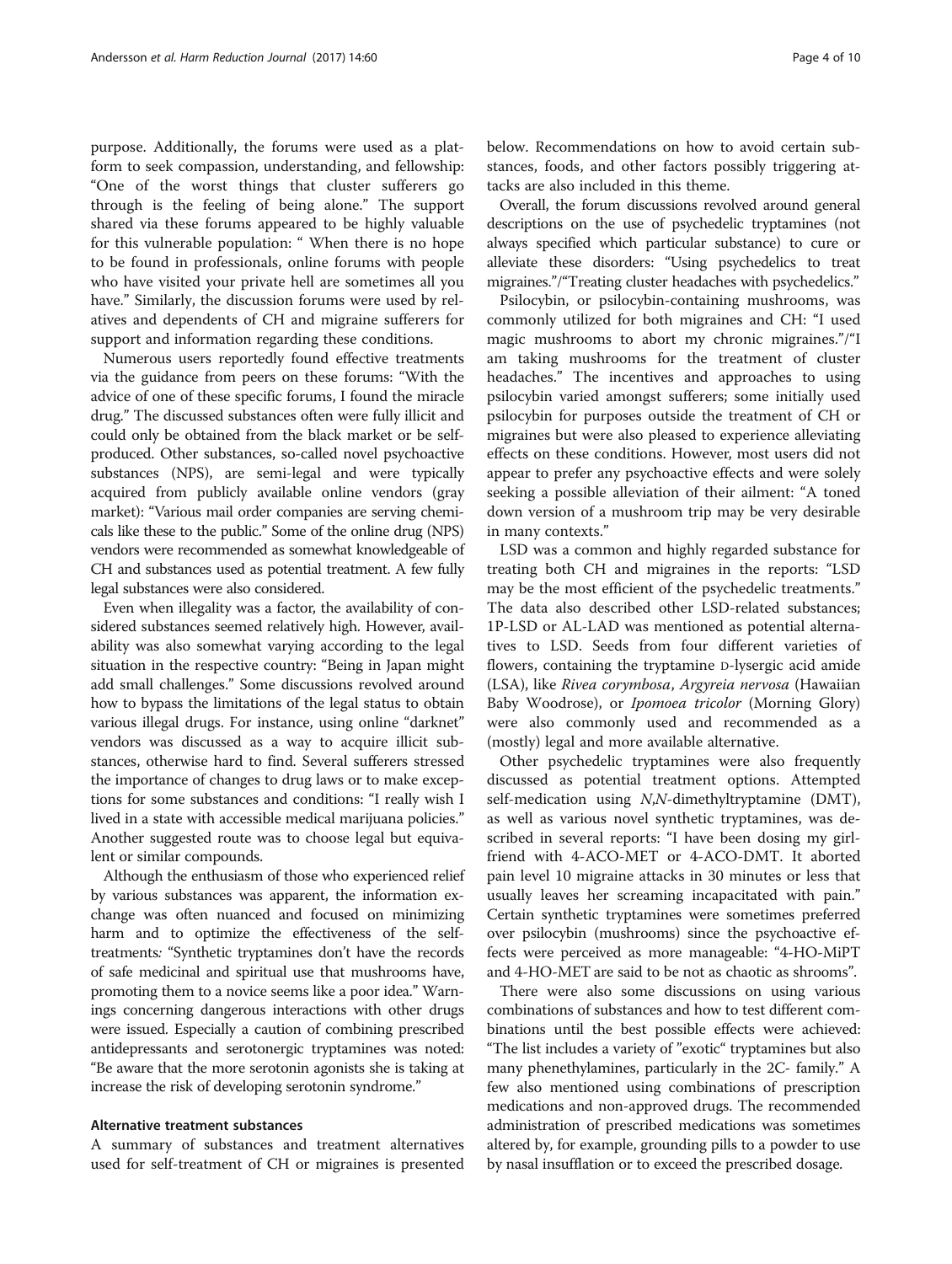purpose. Additionally, the forums were used as a platform to seek compassion, understanding, and fellowship: "One of the worst things that cluster sufferers go through is the feeling of being alone." The support shared via these forums appeared to be highly valuable for this vulnerable population: " When there is no hope to be found in professionals, online forums with people who have visited your private hell are sometimes all you have." Similarly, the discussion forums were used by relatives and dependents of CH and migraine sufferers for support and information regarding these conditions.

Numerous users reportedly found effective treatments via the guidance from peers on these forums: "With the advice of one of these specific forums, I found the miracle drug." The discussed substances often were fully illicit and could only be obtained from the black market or be self-produced. Other substances, so-called novel psychoactive substances (NPS), are semi-legal and were typically acquired from publicly available online vendors (gray market): "Various mail order companies are serving chemicals like these to the public." Some of the online drug (NPS) vendors were recommended as somewhat knowledgeable of CH and substances used as potential treatment. A few fully legal substances were also considered.

Even when illegality was a factor, the availability of considered substances seemed relatively high. However, availability was also somewhat varying according to the legal situation in the respective country: "Being in Japan might add small challenges." Some discussions revolved around how to bypass the limitations of the legal status to obtain various illegal drugs. For instance, using online "darknet" vendors was discussed as a way to acquire illicit substances, otherwise hard to find. Several sufferers stressed the importance of changes to drug laws or to make exceptions for some substances and conditions: "I really wish I lived in a state with accessible medical marijuana policies." Another suggested route was to choose legal but equivalent or similar compounds.

Although the enthusiasm of those who experienced relief by various substances was apparent, the information exchange was often nuanced and focused on minimizing harm and to optimize the effectiveness of the self-treatments*:* "Synthetic tryptamines don't have the records of safe medicinal and spiritual use that mushrooms have, promoting them to a novice seems like a poor idea." Warnings concerning dangerous interactions with other drugs were issued. Especially a caution of combining prescribed antidepressants and serotonergic tryptamines was noted: "Be aware that the more serotonin agonists she is taking at increase the risk of developing serotonin syndrome."

### Alternative treatment substances

A summary of substances and treatment alternatives used for self-treatment of CH or migraines is presented below. Recommendations on how to avoid certain substances, foods, and other factors possibly triggering attacks are also included in this theme.

Overall, the forum discussions revolved around general descriptions on the use of psychedelic tryptamines (not always specified which particular substance) to cure or alleviate these disorders: "Using psychedelics to treat migraines."/"Treating cluster headaches with psychedelics."

Psilocybin, or psilocybin-containing mushrooms, was commonly utilized for both migraines and CH: "I used magic mushrooms to abort my chronic migraines."/"I am taking mushrooms for the treatment of cluster headaches." The incentives and approaches to using psilocybin varied amongst sufferers; some initially used psilocybin for purposes outside the treatment of CH or migraines but were also pleased to experience alleviating effects on these conditions. However, most users did not appear to prefer any psychoactive effects and were solely seeking a possible alleviation of their ailment: "A toned down version of a mushroom trip may be very desirable in many contexts."

LSD was a common and highly regarded substance for treating both CH and migraines in the reports: "LSD may be the most efficient of the psychedelic treatments." The data also described other LSD-related substances; 1P-LSD or AL-LAD was mentioned as potential alternatives to LSD. Seeds from four different varieties of flowers, containing the tryptamine D-lysergic acid amide (LSA), like *Rivea corymbosa*, *Argyreia nervosa* (Hawaiian Baby Woodrose), or *Ipomoea tricolor* (Morning Glory) were also commonly used and recommended as a (mostly) legal and more available alternative.

Other psychedelic tryptamines were also frequently discussed as potential treatment options. Attempted self-medication using *N,N*-dimethyltryptamine (DMT), as well as various novel synthetic tryptamines, was described in several reports: "I have been dosing my girlfriend with 4-ACO-MET or 4-ACO-DMT. It aborted pain level 10 migraine attacks in 30 minutes or less that usually leaves her screaming incapacitated with pain." Certain synthetic tryptamines were sometimes preferred over psilocybin (mushrooms) since the psychoactive effects were perceived as more manageable: "4-HO-MiPT and 4-HO-MET are said to be not as chaotic as shrooms".

There were also some discussions on using various combinations of substances and how to test different combinations until the best possible effects were achieved: "The list includes a variety of "exotic" tryptamines but also many phenethylamines, particularly in the 2C- family." A few also mentioned using combinations of prescription medications and non-approved drugs. The recommended administration of prescribed medications was sometimes altered by, for example, grounding pills to a powder to use by nasal insufflation or to exceed the prescribed dosage.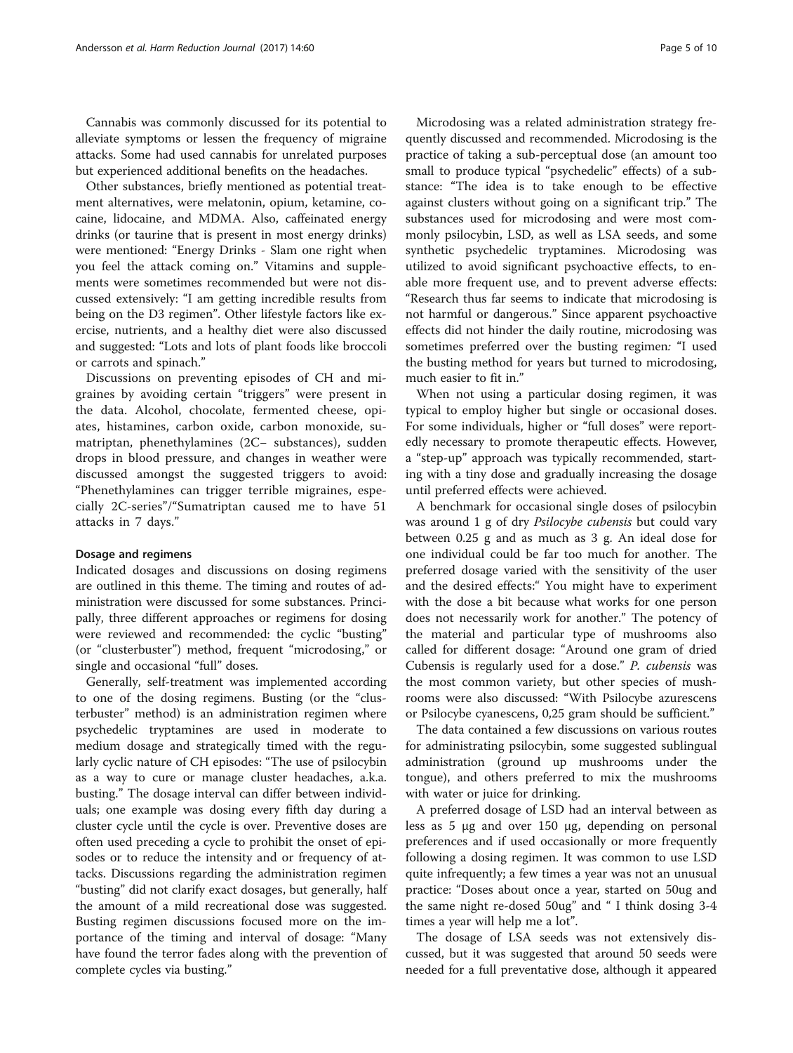Cannabis was commonly discussed for its potential to alleviate symptoms or lessen the frequency of migraine attacks. Some had used cannabis for unrelated purposes but experienced additional benefits on the headaches.

Other substances, briefly mentioned as potential treatment alternatives, were melatonin, opium, ketamine, cocaine, lidocaine, and MDMA. Also, caffeinated energy drinks (or taurine that is present in most energy drinks) were mentioned: "Energy Drinks - Slam one right when you feel the attack coming on." Vitamins and supplements were sometimes recommended but were not discussed extensively: "I am getting incredible results from being on the D3 regimen". Other lifestyle factors like exercise, nutrients, and a healthy diet were also discussed and suggested: "Lots and lots of plant foods like broccoli or carrots and spinach."

Discussions on preventing episodes of CH and migraines by avoiding certain "triggers" were present in the data. Alcohol, chocolate, fermented cheese, opiates, histamines, carbon oxide, carbon monoxide, sumatriptan, phenethylamines (2C– substances), sudden drops in blood pressure, and changes in weather were discussed amongst the suggested triggers to avoid: "Phenethylamines can trigger terrible migraines, especially 2C-series"/"Sumatriptan caused me to have 51 attacks in 7 days."

#### Dosage and regimens

Indicated dosages and discussions on dosing regimens are outlined in this theme. The timing and routes of administration were discussed for some substances. Principally, three different approaches or regimens for dosing were reviewed and recommended: the cyclic "busting" (or "clusterbuster") method, frequent "microdosing," or single and occasional "full" doses.

Generally, self-treatment was implemented according to one of the dosing regimens. Busting (or the "clusterbuster" method) is an administration regimen where psychedelic tryptamines are used in moderate to medium dosage and strategically timed with the regularly cyclic nature of CH episodes: "The use of psilocybin as a way to cure or manage cluster headaches, a.k.a. busting." The dosage interval can differ between individuals; one example was dosing every fifth day during a cluster cycle until the cycle is over. Preventive doses are often used preceding a cycle to prohibit the onset of episodes or to reduce the intensity and or frequency of attacks. Discussions regarding the administration regimen "busting" did not clarify exact dosages, but generally, half the amount of a mild recreational dose was suggested. Busting regimen discussions focused more on the importance of the timing and interval of dosage: "Many have found the terror fades along with the prevention of complete cycles via busting."

Microdosing was a related administration strategy frequently discussed and recommended. Microdosing is the practice of taking a sub-perceptual dose (an amount too small to produce typical "psychedelic" effects) of a substance: "The idea is to take enough to be effective against clusters without going on a significant trip." The substances used for microdosing and were most commonly psilocybin, LSD, as well as LSA seeds, and some synthetic psychedelic tryptamines. Microdosing was utilized to avoid significant psychoactive effects, to enable more frequent use, and to prevent adverse effects: "Research thus far seems to indicate that microdosing is not harmful or dangerous." Since apparent psychoactive effects did not hinder the daily routine, microdosing was sometimes preferred over the busting regimen*:* "I used the busting method for years but turned to microdosing, much easier to fit in."

When not using a particular dosing regimen, it was typical to employ higher but single or occasional doses. For some individuals, higher or "full doses" were reportedly necessary to promote therapeutic effects. However, a "step-up" approach was typically recommended, starting with a tiny dose and gradually increasing the dosage until preferred effects were achieved.

A benchmark for occasional single doses of psilocybin was around 1 g of dry *Psilocybe cubensis* but could vary between 0.25 g and as much as 3 g. An ideal dose for one individual could be far too much for another. The preferred dosage varied with the sensitivity of the user and the desired effects:" You might have to experiment with the dose a bit because what works for one person does not necessarily work for another." The potency of the material and particular type of mushrooms also called for different dosage: "Around one gram of dried Cubensis is regularly used for a dose." *P. cubensis* was the most common variety, but other species of mushrooms were also discussed: "With Psilocybe azurescens or Psilocybe cyanescens, 0,25 gram should be sufficient."

The data contained a few discussions on various routes for administrating psilocybin, some suggested sublingual administration (ground up mushrooms under the tongue), and others preferred to mix the mushrooms with water or juice for drinking.

A preferred dosage of LSD had an interval between as less as 5 μg and over 150 μg, depending on personal preferences and if used occasionally or more frequently following a dosing regimen. It was common to use LSD quite infrequently; a few times a year was not an unusual practice: "Doses about once a year, started on 50ug and the same night re-dosed 50ug" and " I think dosing 3-4 times a year will help me a lot".

The dosage of LSA seeds was not extensively discussed, but it was suggested that around 50 seeds were needed for a full preventative dose, although it appeared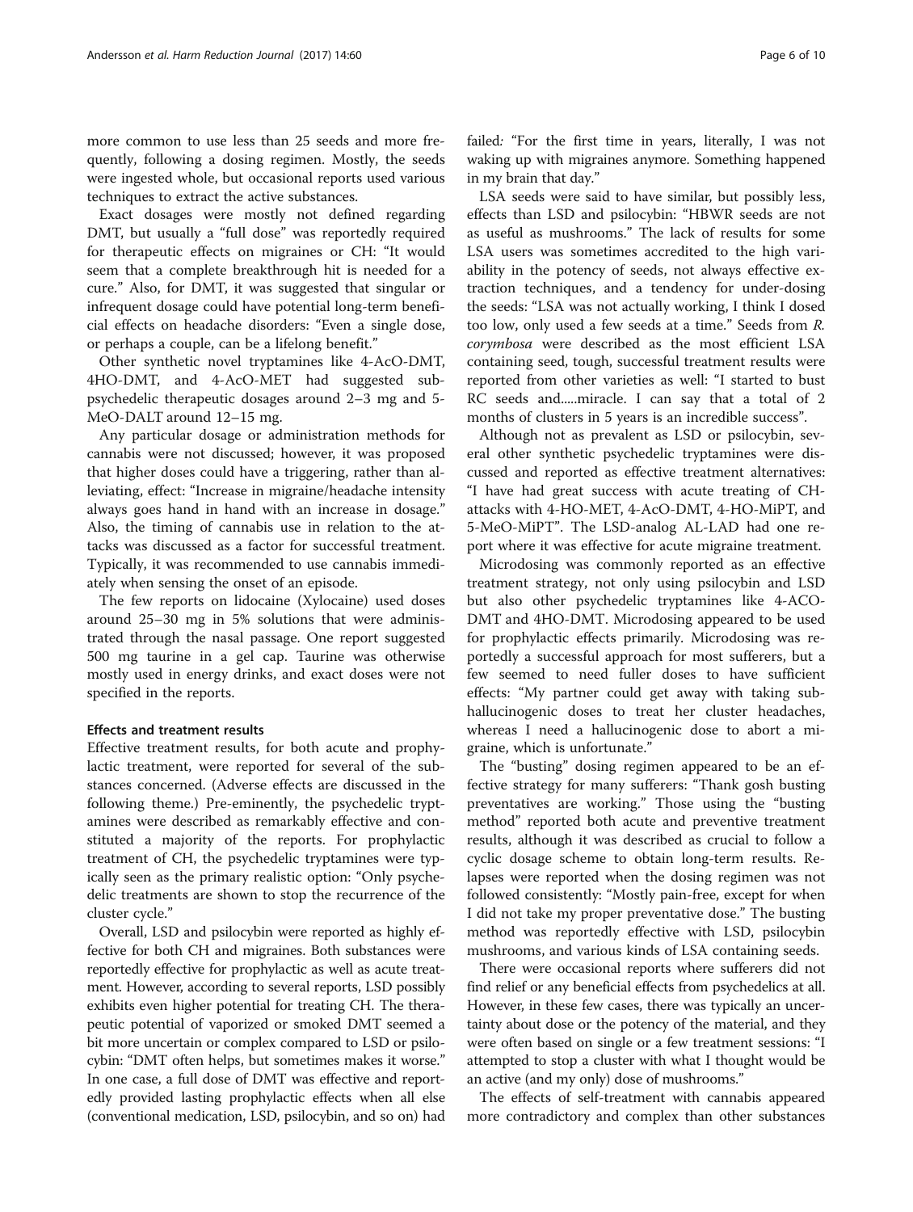more common to use less than 25 seeds and more frequently, following a dosing regimen. Mostly, the seeds were ingested whole, but occasional reports used various techniques to extract the active substances.

Exact dosages were mostly not defined regarding DMT, but usually a "full dose" was reportedly required for therapeutic effects on migraines or CH: "It would seem that a complete breakthrough hit is needed for a cure." Also, for DMT, it was suggested that singular or infrequent dosage could have potential long-term beneficial effects on headache disorders: "Even a single dose, or perhaps a couple, can be a lifelong benefit."

Other synthetic novel tryptamines like 4-AcO-DMT, 4HO-DMT, and 4-AcO-MET had suggested sub-psychedelic therapeutic dosages around 2–3 mg and 5-MeO-DALT around 12–15 mg.

Any particular dosage or administration methods for cannabis were not discussed; however, it was proposed that higher doses could have a triggering, rather than alleviating, effect: "Increase in migraine/headache intensity always goes hand in hand with an increase in dosage." Also, the timing of cannabis use in relation to the attacks was discussed as a factor for successful treatment. Typically, it was recommended to use cannabis immediately when sensing the onset of an episode.

The few reports on lidocaine (Xylocaine) used doses around 25–30 mg in 5% solutions that were administrated through the nasal passage. One report suggested 500 mg taurine in a gel cap. Taurine was otherwise mostly used in energy drinks, and exact doses were not specified in the reports.

### Effects and treatment results

Effective treatment results, for both acute and prophylactic treatment, were reported for several of the substances concerned. (Adverse effects are discussed in the following theme.) Pre-eminently, the psychedelic tryptamines were described as remarkably effective and constituted a majority of the reports. For prophylactic treatment of CH, the psychedelic tryptamines were typically seen as the primary realistic option: "Only psychedelic treatments are shown to stop the recurrence of the cluster cycle."

Overall, LSD and psilocybin were reported as highly effective for both CH and migraines. Both substances were reportedly effective for prophylactic as well as acute treatment. However, according to several reports, LSD possibly exhibits even higher potential for treating CH. The therapeutic potential of vaporized or smoked DMT seemed a bit more uncertain or complex compared to LSD or psilocybin: "DMT often helps, but sometimes makes it worse." In one case, a full dose of DMT was effective and reportedly provided lasting prophylactic effects when all else (conventional medication, LSD, psilocybin, and so on) had failed*:* "For the first time in years, literally, I was not waking up with migraines anymore. Something happened in my brain that day."

LSA seeds were said to have similar, but possibly less, effects than LSD and psilocybin: "HBWR seeds are not as useful as mushrooms." The lack of results for some LSA users was sometimes accredited to the high variability in the potency of seeds, not always effective extraction techniques, and a tendency for under-dosing the seeds: "LSA was not actually working, I think I dosed too low, only used a few seeds at a time." Seeds from *R. corymbosa* were described as the most efficient LSA containing seed, tough, successful treatment results were reported from other varieties as well: "I started to bust RC seeds and.....miracle. I can say that a total of 2 months of clusters in 5 years is an incredible success".

Although not as prevalent as LSD or psilocybin, several other synthetic psychedelic tryptamines were discussed and reported as effective treatment alternatives: "I have had great success with acute treating of CH-attacks with 4-HO-MET, 4-AcO-DMT, 4-HO-MiPT, and 5-MeO-MiPT". The LSD-analog AL-LAD had one report where it was effective for acute migraine treatment.

Microdosing was commonly reported as an effective treatment strategy, not only using psilocybin and LSD but also other psychedelic tryptamines like 4-ACO-DMT and 4HO-DMT. Microdosing appeared to be used for prophylactic effects primarily. Microdosing was reportedly a successful approach for most sufferers, but a few seemed to need fuller doses to have sufficient effects: "My partner could get away with taking sub-hallucinogenic doses to treat her cluster headaches, whereas I need a hallucinogenic dose to abort a migraine, which is unfortunate."

The "busting" dosing regimen appeared to be an effective strategy for many sufferers: "Thank gosh busting preventatives are working." Those using the "busting method" reported both acute and preventive treatment results, although it was described as crucial to follow a cyclic dosage scheme to obtain long-term results. Relapses were reported when the dosing regimen was not followed consistently: "Mostly pain-free, except for when I did not take my proper preventative dose." The busting method was reportedly effective with LSD, psilocybin mushrooms, and various kinds of LSA containing seeds.

There were occasional reports where sufferers did not find relief or any beneficial effects from psychedelics at all. However, in these few cases, there was typically an uncertainty about dose or the potency of the material, and they were often based on single or a few treatment sessions: "I attempted to stop a cluster with what I thought would be an active (and my only) dose of mushrooms."

The effects of self-treatment with cannabis appeared more contradictory and complex than other substances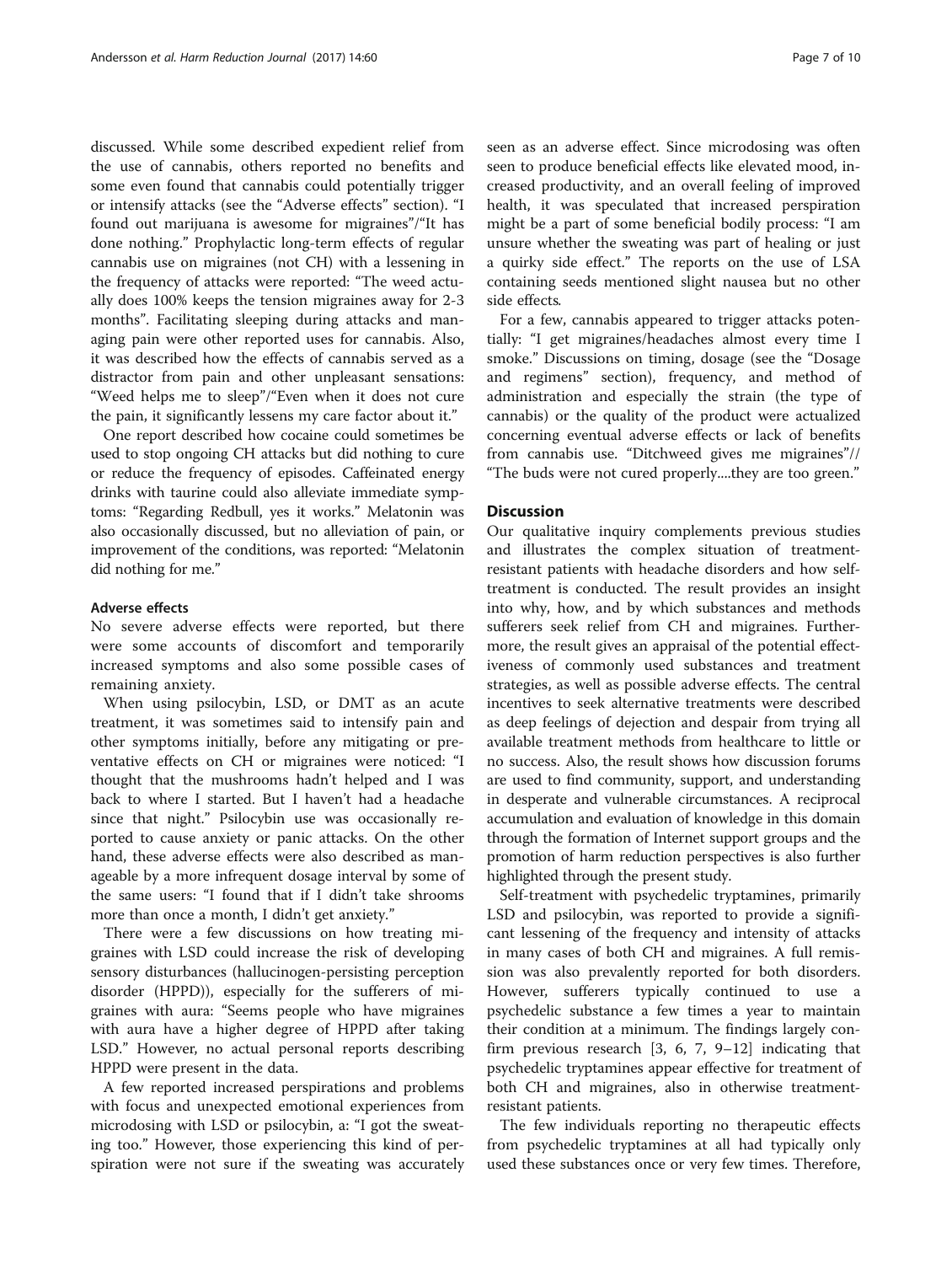discussed. While some described expedient relief from the use of cannabis, others reported no benefits and some even found that cannabis could potentially trigger or intensify attacks (see the "Adverse effects" section). "I found out marijuana is awesome for migraines"/"It has done nothing." Prophylactic long-term effects of regular cannabis use on migraines (not CH) with a lessening in the frequency of attacks were reported: "The weed actually does 100% keeps the tension migraines away for 2-3 months". Facilitating sleeping during attacks and managing pain were other reported uses for cannabis. Also, it was described how the effects of cannabis served as a distractor from pain and other unpleasant sensations: "Weed helps me to sleep"/"Even when it does not cure the pain, it significantly lessens my care factor about it."

One report described how cocaine could sometimes be used to stop ongoing CH attacks but did nothing to cure or reduce the frequency of episodes. Caffeinated energy drinks with taurine could also alleviate immediate symptoms: "Regarding Redbull, yes it works." Melatonin was also occasionally discussed, but no alleviation of pain, or improvement of the conditions, was reported: "Melatonin did nothing for me."

### Adverse effects

No severe adverse effects were reported, but there were some accounts of discomfort and temporarily increased symptoms and also some possible cases of remaining anxiety.

When using psilocybin, LSD, or DMT as an acute treatment, it was sometimes said to intensify pain and other symptoms initially, before any mitigating or preventative effects on CH or migraines were noticed: "I thought that the mushrooms hadn't helped and I was back to where I started. But I haven't had a headache since that night." Psilocybin use was occasionally reported to cause anxiety or panic attacks. On the other hand, these adverse effects were also described as manageable by a more infrequent dosage interval by some of the same users: "I found that if I didn't take shrooms more than once a month, I didn't get anxiety."

There were a few discussions on how treating migraines with LSD could increase the risk of developing sensory disturbances (hallucinogen-persisting perception disorder (HPPD)), especially for the sufferers of migraines with aura: "Seems people who have migraines with aura have a higher degree of HPPD after taking LSD." However, no actual personal reports describing HPPD were present in the data.

A few reported increased perspirations and problems with focus and unexpected emotional experiences from microdosing with LSD or psilocybin, a: "I got the sweating too." However, those experiencing this kind of perspiration were not sure if the sweating was accurately seen as an adverse effect. Since microdosing was often seen to produce beneficial effects like elevated mood, increased productivity, and an overall feeling of improved health, it was speculated that increased perspiration might be a part of some beneficial bodily process: "I am unsure whether the sweating was part of healing or just a quirky side effect." The reports on the use of LSA containing seeds mentioned slight nausea but no other side effects.

For a few, cannabis appeared to trigger attacks potentially: "I get migraines/headaches almost every time I smoke." Discussions on timing, dosage (see the "Dosage and regimens" section), frequency, and method of administration and especially the strain (the type of cannabis) or the quality of the product were actualized concerning eventual adverse effects or lack of benefits from cannabis use. "Ditchweed gives me migraines"// "The buds were not cured properly....they are too green."

## Discussion

Our qualitative inquiry complements previous studies and illustrates the complex situation of treatment-resistant patients with headache disorders and how self-treatment is conducted. The result provides an insight into why, how, and by which substances and methods sufferers seek relief from CH and migraines. Furthermore, the result gives an appraisal of the potential effectiveness of commonly used substances and treatment strategies, as well as possible adverse effects. The central incentives to seek alternative treatments were described as deep feelings of dejection and despair from trying all available treatment methods from healthcare to little or no success. Also, the result shows how discussion forums are used to find community, support, and understanding in desperate and vulnerable circumstances. A reciprocal accumulation and evaluation of knowledge in this domain through the formation of Internet support groups and the promotion of harm reduction perspectives is also further highlighted through the present study.

Self-treatment with psychedelic tryptamines, primarily LSD and psilocybin, was reported to provide a significant lessening of the frequency and intensity of attacks in many cases of both CH and migraines. A full remission was also prevalently reported for both disorders. However, sufferers typically continued to use a psychedelic substance a few times a year to maintain their condition at a minimum. The findings largely confirm previous research [3, 6, 7, 9–12] indicating that psychedelic tryptamines appear effective for treatment of both CH and migraines, also in otherwise treatment-resistant patients.

The few individuals reporting no therapeutic effects from psychedelic tryptamines at all had typically only used these substances once or very few times. Therefore,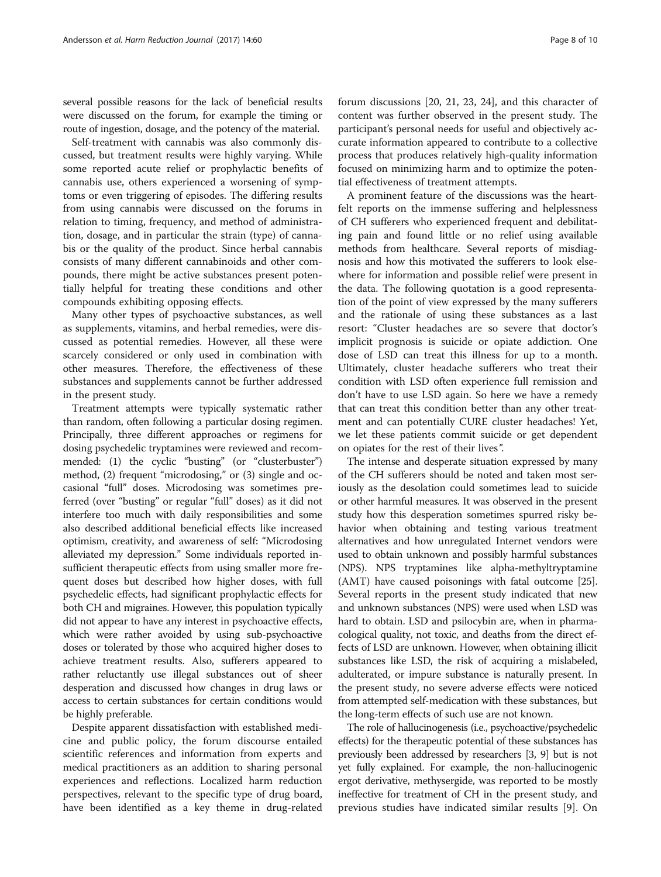several possible reasons for the lack of beneficial results were discussed on the forum, for example the timing or route of ingestion, dosage, and the potency of the material.

Self-treatment with cannabis was also commonly discussed, but treatment results were highly varying. While some reported acute relief or prophylactic benefits of cannabis use, others experienced a worsening of symptoms or even triggering of episodes. The differing results from using cannabis were discussed on the forums in relation to timing, frequency, and method of administration, dosage, and in particular the strain (type) of cannabis or the quality of the product. Since herbal cannabis consists of many different cannabinoids and other compounds, there might be active substances present potentially helpful for treating these conditions and other compounds exhibiting opposing effects.

Many other types of psychoactive substances, as well as supplements, vitamins, and herbal remedies, were discussed as potential remedies. However, all these were scarcely considered or only used in combination with other measures. Therefore, the effectiveness of these substances and supplements cannot be further addressed in the present study.

Treatment attempts were typically systematic rather than random, often following a particular dosing regimen. Principally, three different approaches or regimens for dosing psychedelic tryptamines were reviewed and recommended: (1) the cyclic "busting" (or "clusterbuster") method, (2) frequent "microdosing," or (3) single and occasional "full" doses. Microdosing was sometimes preferred (over "busting" or regular "full" doses) as it did not interfere too much with daily responsibilities and some also described additional beneficial effects like increased optimism, creativity, and awareness of self: "Microdosing alleviated my depression." Some individuals reported insufficient therapeutic effects from using smaller more frequent doses but described how higher doses, with full psychedelic effects, had significant prophylactic effects for both CH and migraines. However, this population typically did not appear to have any interest in psychoactive effects, which were rather avoided by using sub-psychoactive doses or tolerated by those who acquired higher doses to achieve treatment results. Also, sufferers appeared to rather reluctantly use illegal substances out of sheer desperation and discussed how changes in drug laws or access to certain substances for certain conditions would be highly preferable.

Despite apparent dissatisfaction with established medicine and public policy, the forum discourse entailed scientific references and information from experts and medical practitioners as an addition to sharing personal experiences and reflections. Localized harm reduction perspectives, relevant to the specific type of drug board, have been identified as a key theme in drug-related forum discussions [20, 21, 23, 24], and this character of content was further observed in the present study. The participant's personal needs for useful and objectively accurate information appeared to contribute to a collective process that produces relatively high-quality information focused on minimizing harm and to optimize the potential effectiveness of treatment attempts.

A prominent feature of the discussions was the heartfelt reports on the immense suffering and helplessness of CH sufferers who experienced frequent and debilitating pain and found little or no relief using available methods from healthcare. Several reports of misdiagnosis and how this motivated the sufferers to look elsewhere for information and possible relief were present in the data. The following quotation is a good representation of the point of view expressed by the many sufferers and the rationale of using these substances as a last resort: "Cluster headaches are so severe that doctor's implicit prognosis is suicide or opiate addiction. One dose of LSD can treat this illness for up to a month. Ultimately, cluster headache sufferers who treat their condition with LSD often experience full remission and don't have to use LSD again. So here we have a remedy that can treat this condition better than any other treatment and can potentially CURE cluster headaches! Yet, we let these patients commit suicide or get dependent on opiates for the rest of their lives*".*

The intense and desperate situation expressed by many of the CH sufferers should be noted and taken most seriously as the desolation could sometimes lead to suicide or other harmful measures. It was observed in the present study how this desperation sometimes spurred risky behavior when obtaining and testing various treatment alternatives and how unregulated Internet vendors were used to obtain unknown and possibly harmful substances (NPS). NPS tryptamines like alpha-methyltryptamine (AMT) have caused poisonings with fatal outcome [25]. Several reports in the present study indicated that new and unknown substances (NPS) were used when LSD was hard to obtain. LSD and psilocybin are, when in pharmacological quality, not toxic, and deaths from the direct effects of LSD are unknown. However, when obtaining illicit substances like LSD, the risk of acquiring a mislabeled, adulterated, or impure substance is naturally present. In the present study, no severe adverse effects were noticed from attempted self-medication with these substances, but the long-term effects of such use are not known.

The role of hallucinogenesis (i.e., psychoactive/psychedelic effects) for the therapeutic potential of these substances has previously been addressed by researchers [3, 9] but is not yet fully explained. For example, the non-hallucinogenic ergot derivative, methysergide, was reported to be mostly ineffective for treatment of CH in the present study, and previous studies have indicated similar results [9]. On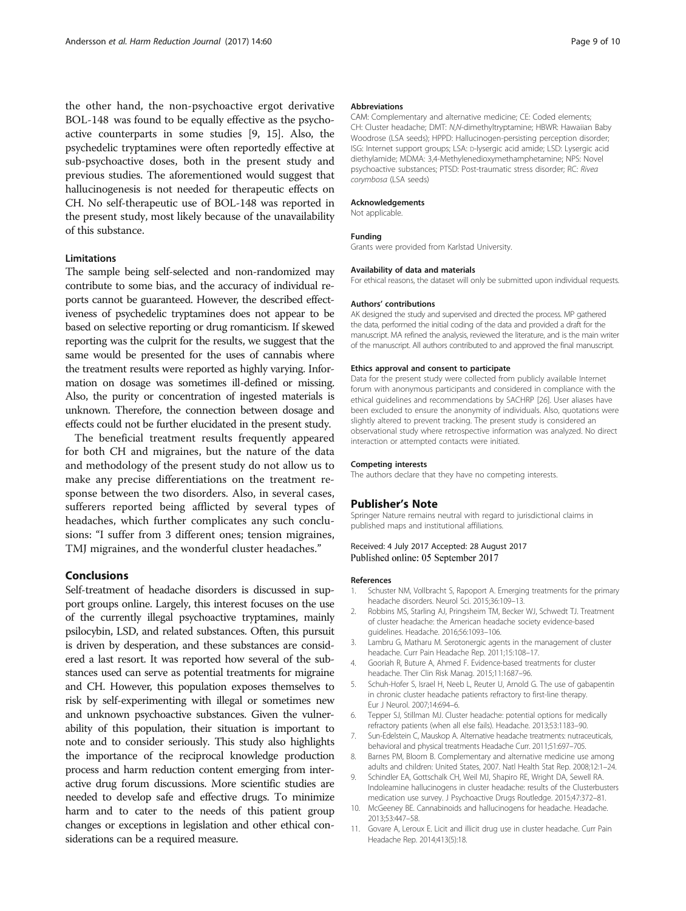the other hand, the non-psychoactive ergot derivative BOL-148 was found to be equally effective as the psychoactive counterparts in some studies [9, 15]. Also, the psychedelic tryptamines were often reportedly effective at sub-psychoactive doses, both in the present study and previous studies. The aforementioned would suggest that hallucinogenesis is not needed for therapeutic effects on CH. No self-therapeutic use of BOL-148 was reported in the present study, most likely because of the unavailability of this substance.

### Limitations

The sample being self-selected and non-randomized may contribute to some bias, and the accuracy of individual reports cannot be guaranteed. However, the described effectiveness of psychedelic tryptamines does not appear to be based on selective reporting or drug romanticism. If skewed reporting was the culprit for the results, we suggest that the same would be presented for the uses of cannabis where the treatment results were reported as highly varying. Information on dosage was sometimes ill-defined or missing. Also, the purity or concentration of ingested materials is unknown. Therefore, the connection between dosage and effects could not be further elucidated in the present study.

The beneficial treatment results frequently appeared for both CH and migraines, but the nature of the data and methodology of the present study do not allow us to make any precise differentiations on the treatment response between the two disorders. Also, in several cases, sufferers reported being afflicted by several types of headaches, which further complicates any such conclusions: "I suffer from 3 different ones; tension migraines, TMJ migraines, and the wonderful cluster headaches."

## Conclusions

Self-treatment of headache disorders is discussed in support groups online. Largely, this interest focuses on the use of the currently illegal psychoactive tryptamines, mainly psilocybin, LSD, and related substances. Often, this pursuit is driven by desperation, and these substances are considered a last resort. It was reported how several of the substances used can serve as potential treatments for migraine and CH. However, this population exposes themselves to risk by self-experimenting with illegal or sometimes new and unknown psychoactive substances. Given the vulnerability of this population, their situation is important to note and to consider seriously. This study also highlights the importance of the reciprocal knowledge production process and harm reduction content emerging from interactive drug forum discussions. More scientific studies are needed to develop safe and effective drugs. To minimize harm and to cater to the needs of this patient group changes or exceptions in legislation and other ethical considerations can be a required measure.

#### Abbreviations

CAM: Complementary and alternative medicine; CE: Coded elements; CH: Cluster headache; DMT: *N*,*N*-dimethyltryptamine; HBWR: Hawaiian Baby Woodrose (LSA seeds); HPPD: Hallucinogen-persisting perception disorder; ISG: Internet support groups; LSA: D-lysergic acid amide; LSD: Lysergic acid diethylamide; MDMA: 3,4-Methylenedioxymethamphetamine; NPS: Novel psychoactive substances; PTSD: Post-traumatic stress disorder; RC: *Rivea corymbosa* (LSA seeds)

#### Acknowledgements

Not applicable.

#### Funding

Grants were provided from Karlstad University.

#### Availability of data and materials

For ethical reasons, the dataset will only be submitted upon individual requests.

#### Authors' contributions

AK designed the study and supervised and directed the process. MP gathered the data, performed the initial coding of the data and provided a draft for the manuscript. MA refined the analysis, reviewed the literature, and is the main writer of the manuscript. All authors contributed to and approved the final manuscript.

#### Ethics approval and consent to participate

Data for the present study were collected from publicly available Internet forum with anonymous participants and considered in compliance with the ethical guidelines and recommendations by SACHRP [26]. User aliases have been excluded to ensure the anonymity of individuals. Also, quotations were slightly altered to prevent tracking. The present study is considered an observational study where retrospective information was analyzed. No direct interaction or attempted contacts were initiated.

#### Competing interests

The authors declare that they have no competing interests.

### Publisher's Note

Springer Nature remains neutral with regard to jurisdictional claims in published maps and institutional affiliations.

Received: 4 July 2017 Accepted: 28 August 2017
Published online: 05 September 2017

#### References

1. Schuster NM, Vollbracht S, Rapoport A. Emerging treatments for the primary headache disorders. Neurol Sci. 2015;36:109–13.
2. Robbins MS, Starling AJ, Pringsheim TM, Becker WJ, Schwedt TJ. Treatment of cluster headache: the American headache society evidence-based guidelines. Headache. 2016;56:1093–106.
3. Lambru G, Matharu M. Serotonergic agents in the management of cluster headache. Curr Pain Headache Rep. 2011;15:108–17.
4. Gooriah R, Buture A, Ahmed F. Evidence-based treatments for cluster headache. Ther Clin Risk Manag. 2015;11:1687–96.
5. Schuh-Hofer S, Israel H, Neeb L, Reuter U, Arnold G. The use of gabapentin in chronic cluster headache patients refractory to first-line therapy. Eur J Neurol. 2007;14:694–6.
6. Tepper SJ, Stillman MJ. Cluster headache: potential options for medically refractory patients (when all else fails). Headache. 2013;53:1183–90.
7. Sun-Edelstein C, Mauskop A. Alternative headache treatments: nutraceuticals, behavioral and physical treatments Headache Curr. 2011;51:697–705.
8. Barnes PM, Bloom B. Complementary and alternative medicine use among adults and children: United States, 2007. Natl Health Stat Rep. 2008;12:1–24.
9. Schindler EA, Gottschalk CH, Weil MJ, Shapiro RE, Wright DA, Sewell RA. Indoleamine hallucinogens in cluster headache: results of the Clusterbusters medication use survey. J Psychoactive Drugs Routledge. 2015;47:372–81.
10. McGeeney BE. Cannabinoids and hallucinogens for headache. Headache. 2013;53:447–58.
11. Govare A, Leroux E. Licit and illicit drug use in cluster headache. Curr Pain Headache Rep. 2014;413(5):18.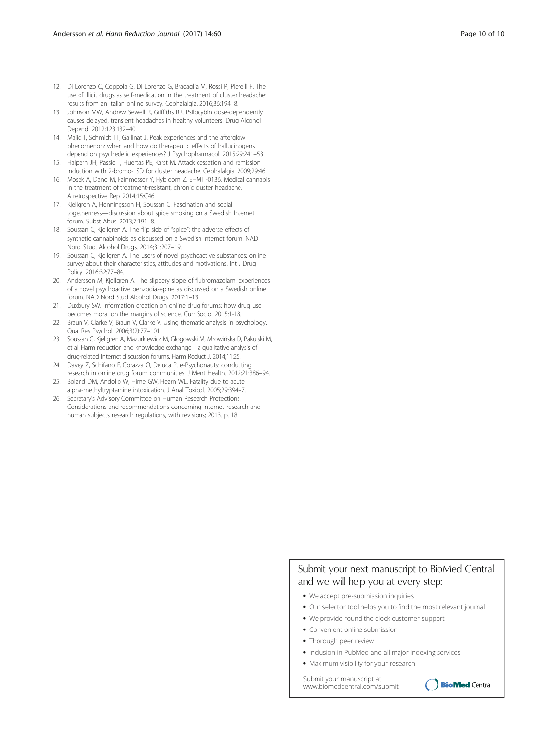12. Di Lorenzo C, Coppola G, Di Lorenzo G, Bracaglia M, Rossi P, Pierelli F. The use of illicit drugs as self-medication in the treatment of cluster headache: results from an Italian online survey. Cephalalgia. 2016;36:194–8.
13. Johnson MW, Andrew Sewell R, Griffiths RR. Psilocybin dose-dependently causes delayed, transient headaches in healthy volunteers. Drug Alcohol Depend. 2012;123:132–40.
14. Majić T, Schmidt TT, Gallinat J. Peak experiences and the afterglow phenomenon: when and how do therapeutic effects of hallucinogens depend on psychedelic experiences? J Psychopharmacol. 2015;29:241–53.
15. Halpern JH, Passie T, Huertas PE, Karst M. Attack cessation and remission induction with 2-bromo-LSD for cluster headache. Cephalalgia. 2009;29:46.
16. Mosek A, Dano M, Fainmesser Y, Hybloom Z. EHMTI-0136. Medical cannabis in the treatment of treatment-resistant, chronic cluster headache. A retrospective Rep. 2014;15:C46.
17. Kjellgren A, Henningsson H, Soussan C. Fascination and social togetherness—discussion about spice smoking on a Swedish Internet forum. Subst Abus. 2013;7:191–8.
18. Soussan C, Kjellgren A. The flip side of "spice": the adverse effects of synthetic cannabinoids as discussed on a Swedish Internet forum. NAD Nord. Stud. Alcohol Drugs. 2014;31:207–19.
19. Soussan C, Kjellgren A. The users of novel psychoactive substances: online survey about their characteristics, attitudes and motivations. Int J Drug Policy. 2016;32:77–84.
20. Andersson M, Kjellgren A. The slippery slope of flubromazolam: experiences of a novel psychoactive benzodiazepine as discussed on a Swedish online forum. NAD Nord Stud Alcohol Drugs. 2017:1–13.
21. Duxbury SW. Information creation on online drug forums: how drug use becomes moral on the margins of science. Curr Sociol 2015:1-18.
22. Braun V, Clarke V, Braun V, Clarke V. Using thematic analysis in psychology. Qual Res Psychol. 2006;3(2):77–101.
23. Soussan C, Kjellgren A, Mazurkiewicz M, Głogowski M, Mrowińska D, Pakulski M, et al. Harm reduction and knowledge exchange—a qualitative analysis of drug-related Internet discussion forums. Harm Reduct J. 2014;11:25.
24. Davey Z, Schifano F, Corazza O, Deluca P. e-Psychonauts: conducting research in online drug forum communities. J Ment Health. 2012;21:386–94.
25. Boland DM, Andollo W, Hime GW, Hearn WL. Fatality due to acute alpha-methyltryptamine intoxication. J Anal Toxicol. 2005;29:394–7.
26. Secretary's Advisory Committee on Human Research Protections. Considerations and recommendations concerning Internet research and human subjects research regulations, with revisions; 2013. p. 18.

Submit your next manuscript to BioMed Central and we will help you at every step:

- We accept pre-submission inquiries
- Our selector tool helps you to find the most relevant journal
- We provide round the clock customer support
- Convenient online submission
- Thorough peer review
- Inclusion in PubMed and all major indexing services
- Maximum visibility for your research

Submit your manuscript at www.biomedcentral.com/submit

BioMed Central